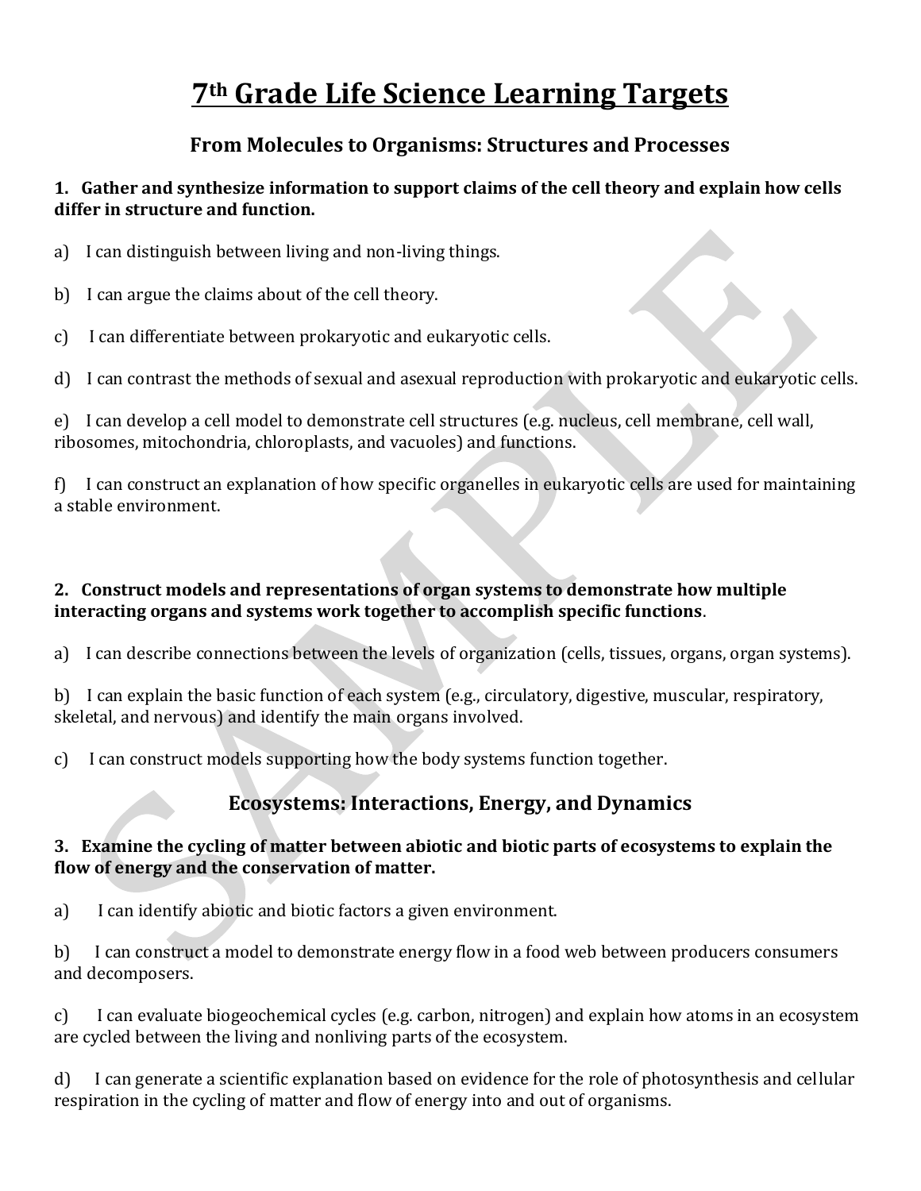# 7th Grade Life Science Learning Targets

## From Molecules to Organisms: Structures and Processes

**1. Gather and synthesize information to support claims of the cell theory and explain how cells differ in structure and function.**

a) I can distinguish between living and non-living things.

b) I can argue the claims about of the cell theory.

c) I can differentiate between prokaryotic and eukaryotic cells.

d) I can contrast the methods of sexual and asexual reproduction with prokaryotic and eukaryotic cells.

e) I can develop a cell model to demonstrate cell structures (e.g. nucleus, cell membrane, cell wall, ribosomes, mitochondria, chloroplasts, and vacuoles) and functions.

f) I can construct an explanation of how specific organelles in eukaryotic cells are used for maintaining a stable environment.

**2. Construct models and representations of organ systems to demonstrate how multiple interacting organs and systems work together to accomplish specific functions**.

a) I can describe connections between the levels of organization (cells, tissues, organs, organ systems).

b) I can explain the basic function of each system (e.g., circulatory, digestive, muscular, respiratory, skeletal, and nervous) and identify the main organs involved.

c) I can construct models supporting how the body systems function together.

## Ecosystems: Interactions, Energy, and Dynamics

**3. Examine the cycling of matter between abiotic and biotic parts of ecosystems to explain the flow of energy and the conservation of matter.**

a) I can identify abiotic and biotic factors a given environment.

b) I can construct a model to demonstrate energy flow in a food web between producers consumers and decomposers.

c) I can evaluate biogeochemical cycles (e.g. carbon, nitrogen) and explain how atoms in an ecosystem are cycled between the living and nonliving parts of the ecosystem.

d) I can generate a scientific explanation based on evidence for the role of photosynthesis and cellular respiration in the cycling of matter and flow of energy into and out of organisms.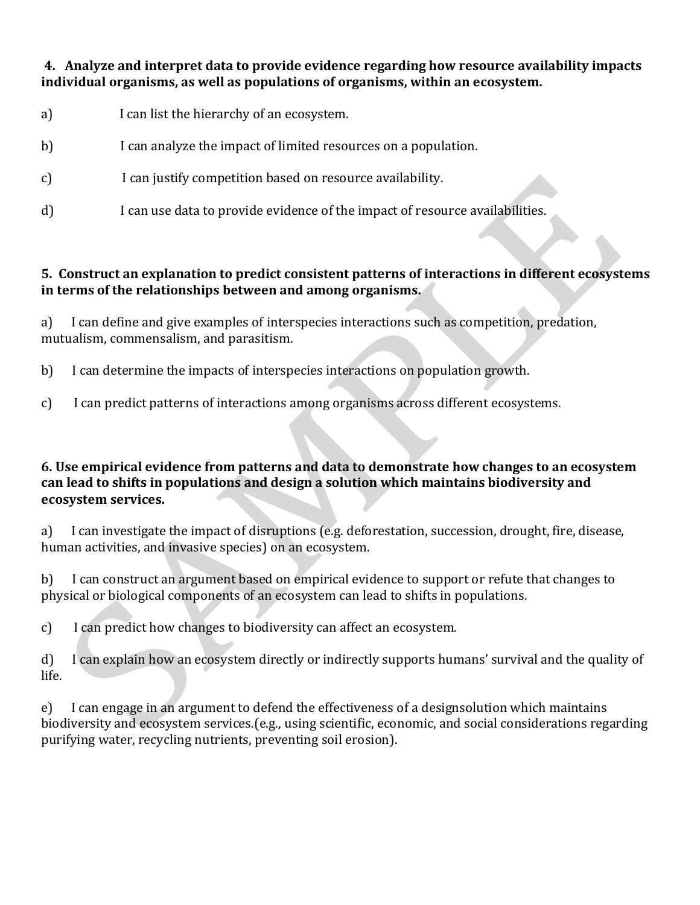**4. Analyze and interpret data to provide evidence regarding how resource availability impacts individual organisms, as well as populations of organisms, within an ecosystem.**

a) I can list the hierarchy of an ecosystem.

b) I can analyze the impact of limited resources on a population.

c) I can justify competition based on resource availability.

d) I can use data to provide evidence of the impact of resource availabilities.

**5. Construct an explanation to predict consistent patterns of interactions in different ecosystems in terms of the relationships between and among organisms.**

a) I can define and give examples of interspecies interactions such as competition, predation, mutualism, commensalism, and parasitism.

b) I can determine the impacts of interspecies interactions on population growth.

c) I can predict patterns of interactions among organisms across different ecosystems.

**6. Use empirical evidence from patterns and data to demonstrate how changes to an ecosystem can lead to shifts in populations and design a solution which maintains biodiversity and ecosystem services.**

a) I can investigate the impact of disruptions (e.g. deforestation, succession, drought, fire, disease, human activities, and invasive species) on an ecosystem.

b) I can construct an argument based on empirical evidence to support or refute that changes to physical or biological components of an ecosystem can lead to shifts in populations.

c) I can predict how changes to biodiversity can affect an ecosystem.

d) I can explain how an ecosystem directly or indirectly supports humans' survival and the quality of life.

e) I can engage in an argument to defend the effectiveness of a designsolution which maintains biodiversity and ecosystem services.(e.g., using scientific, economic, and social considerations regarding purifying water, recycling nutrients, preventing soil erosion).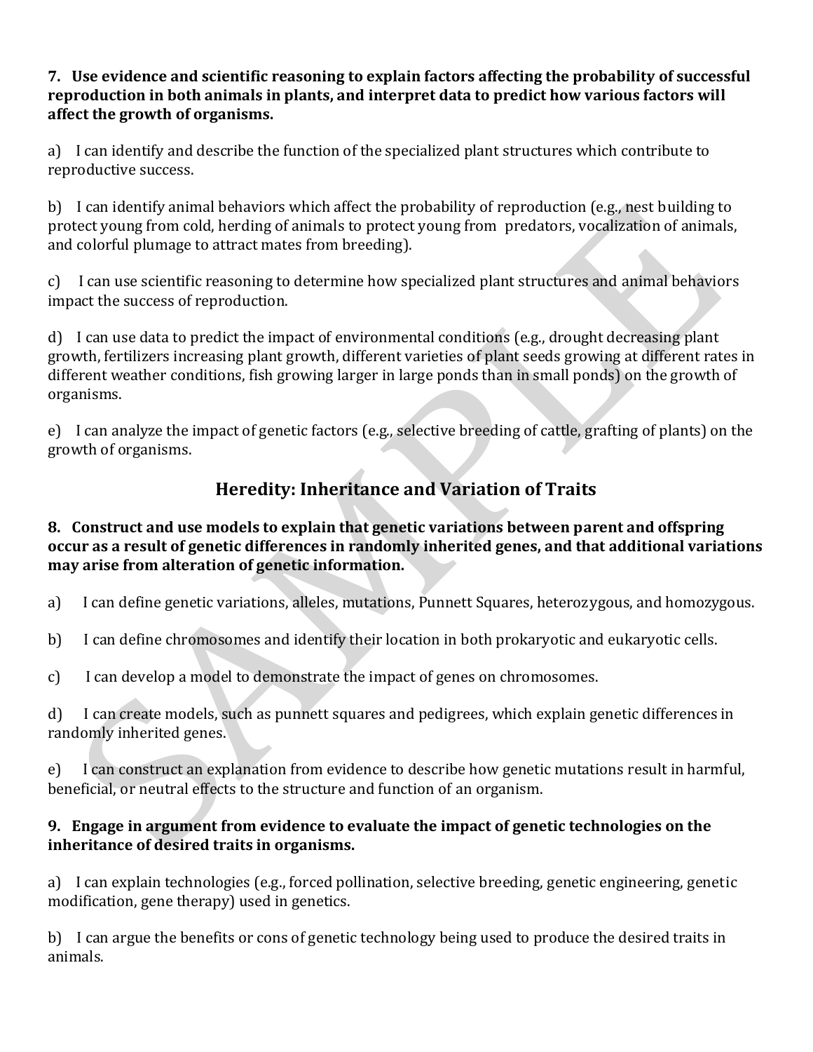**7. Use evidence and scientific reasoning to explain factors affecting the probability of successful reproduction in both animals in plants, and interpret data to predict how various factors will affect the growth of organisms.**

a) I can identify and describe the function of the specialized plant structures which contribute to reproductive success.

b) I can identify animal behaviors which affect the probability of reproduction (e.g., nest building to protect young from cold, herding of animals to protect young from predators, vocalization of animals, and colorful plumage to attract mates from breeding).

c) I can use scientific reasoning to determine how specialized plant structures and animal behaviors impact the success of reproduction.

d) I can use data to predict the impact of environmental conditions (e.g., drought decreasing plant growth, fertilizers increasing plant growth, different varieties of plant seeds growing at different rates in different weather conditions, fish growing larger in large ponds than in small ponds) on the growth of organisms.

e) I can analyze the impact of genetic factors (e.g., selective breeding of cattle, grafting of plants) on the growth of organisms.

## Heredity: Inheritance and Variation of Traits

**8. Construct and use models to explain that genetic variations between parent and offspring occur as a result of genetic differences in randomly inherited genes, and that additional variations may arise from alteration of genetic information.**

a) I can define genetic variations, alleles, mutations, Punnett Squares, heterozygous, and homozygous.

b) I can define chromosomes and identify their location in both prokaryotic and eukaryotic cells.

c) I can develop a model to demonstrate the impact of genes on chromosomes.

d) I can create models, such as punnett squares and pedigrees, which explain genetic differences in randomly inherited genes.

e) I can construct an explanation from evidence to describe how genetic mutations result in harmful, beneficial, or neutral effects to the structure and function of an organism.

**9. Engage in argument from evidence to evaluate the impact of genetic technologies on the inheritance of desired traits in organisms.**

a) I can explain technologies (e.g., forced pollination, selective breeding, genetic engineering, genetic modification, gene therapy) used in genetics.

b) I can argue the benefits or cons of genetic technology being used to produce the desired traits in animals.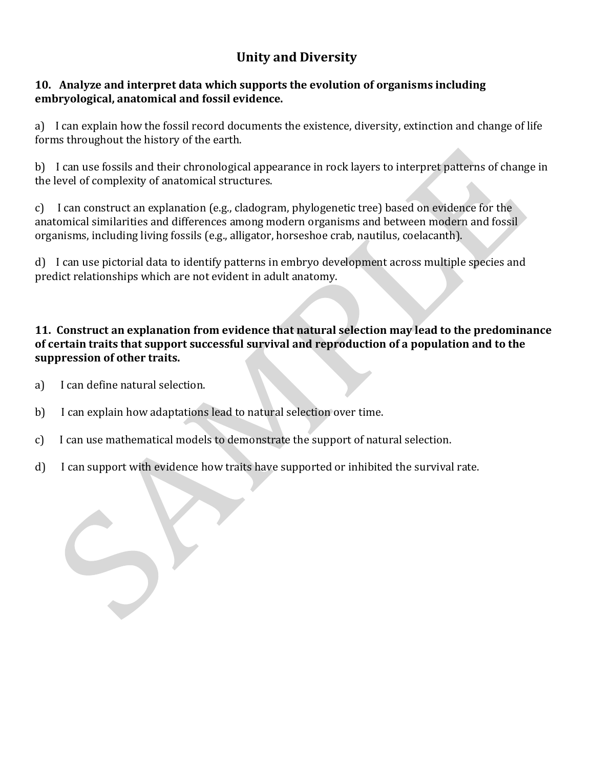# Unity and Diversity

**10. Analyze and interpret data which supports the evolution of organisms including embryological, anatomical and fossil evidence.**

a) I can explain how the fossil record documents the existence, diversity, extinction and change of life forms throughout the history of the earth.

b) I can use fossils and their chronological appearance in rock layers to interpret patterns of change in the level of complexity of anatomical structures.

c) I can construct an explanation (e.g., cladogram, phylogenetic tree) based on evidence for the anatomical similarities and differences among modern organisms and between modern and fossil organisms, including living fossils (e.g., alligator, horseshoe crab, nautilus, coelacanth).

d) I can use pictorial data to identify patterns in embryo development across multiple species and predict relationships which are not evident in adult anatomy.

**11. Construct an explanation from evidence that natural selection may lead to the predominance of certain traits that support successful survival and reproduction of a population and to the suppression of other traits.**

a) I can define natural selection.

b) I can explain how adaptations lead to natural selection over time.

c) I can use mathematical models to demonstrate the support of natural selection.

d) I can support with evidence how traits have supported or inhibited the survival rate.